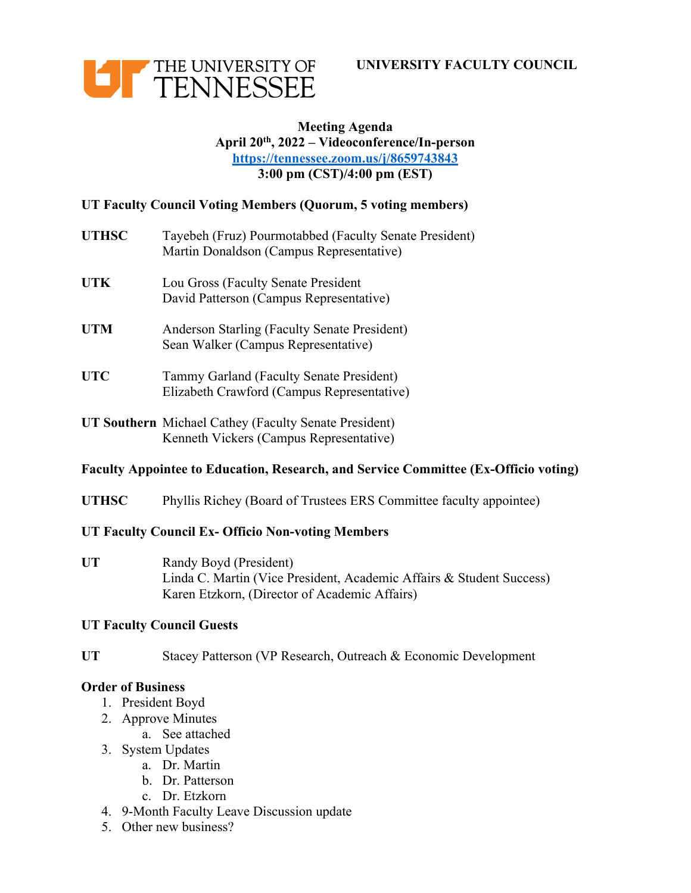THE UNIVERSITY OF TENNESSEE

**UNIVERSITY FACULTY COUNCIL**

**Meeting Agenda**
**April 20th, 2022 – Videoconference/In-person**
**https://tennessee.zoom.us/j/8659743843**
**3:00 pm (CST)/4:00 pm (EST)**

**UT Faculty Council Voting Members (Quorum, 5 voting members)**

**UTHSC** Tayebeh (Fruz) Pourmotabbed (Faculty Senate President)
Martin Donaldson (Campus Representative)

**UTK** Lou Gross (Faculty Senate President
David Patterson (Campus Representative)

**UTM** Anderson Starling (Faculty Senate President)
Sean Walker (Campus Representative)

**UTC** Tammy Garland (Faculty Senate President)
Elizabeth Crawford (Campus Representative)

**UT Southern** Michael Cathey (Faculty Senate President)
Kenneth Vickers (Campus Representative)

**Faculty Appointee to Education, Research, and Service Committee (Ex-Officio voting)**

**UTHSC** Phyllis Richey (Board of Trustees ERS Committee faculty appointee)

**UT Faculty Council Ex- Officio Non-voting Members**

**UT** Randy Boyd (President)
Linda C. Martin (Vice President, Academic Affairs & Student Success)
Karen Etzkorn, (Director of Academic Affairs)

**UT Faculty Council Guests**

**UT** Stacey Patterson (VP Research, Outreach & Economic Development

**Order of Business**

1. President Boyd
2. Approve Minutes
   a. See attached
3. System Updates
   a. Dr. Martin
   b. Dr. Patterson
   c. Dr. Etzkorn
4. 9-Month Faculty Leave Discussion update
5. Other new business?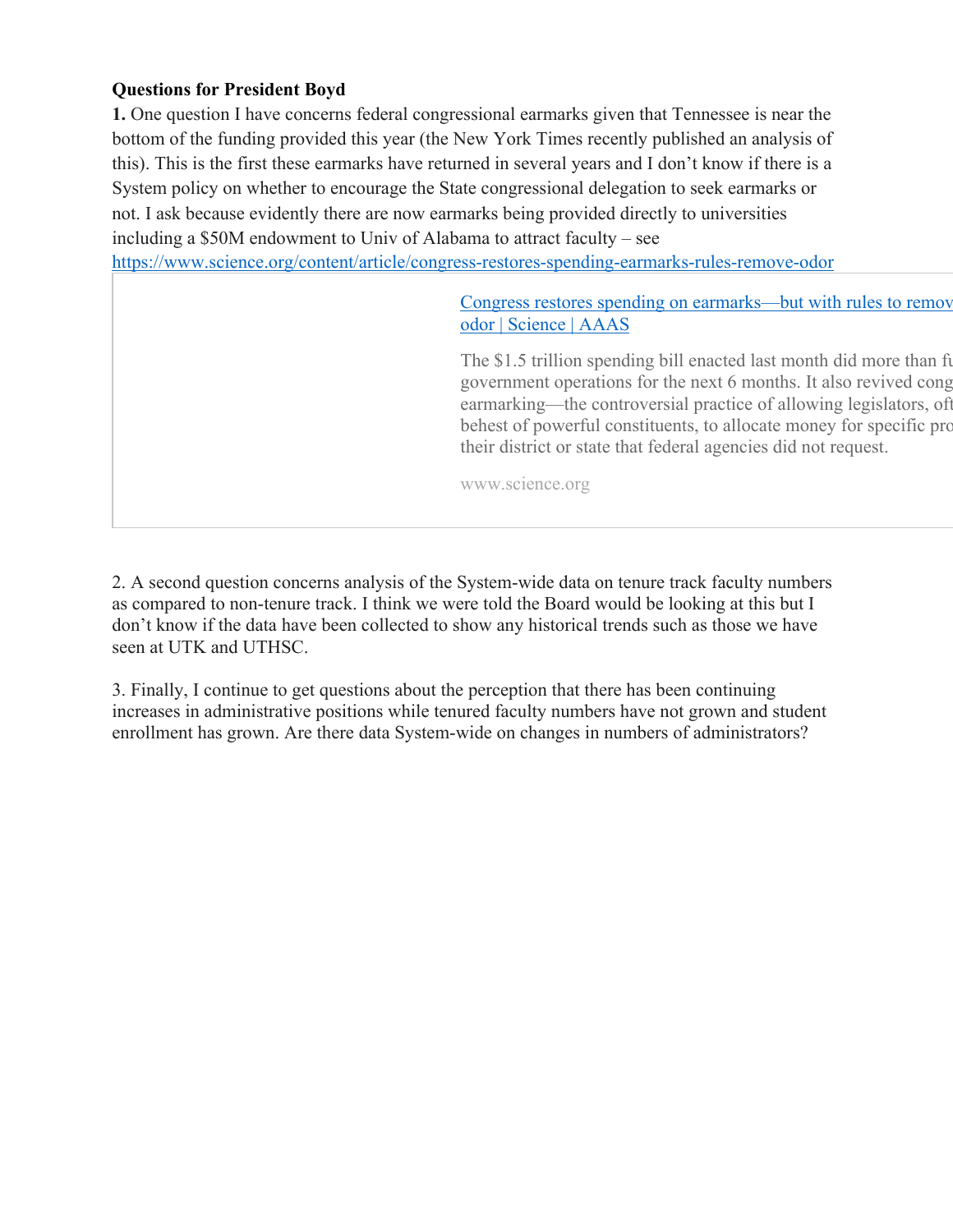**Questions for President Boyd**

**1.** One question I have concerns federal congressional earmarks given that Tennessee is near the bottom of the funding provided this year (the New York Times recently published an analysis of this). This is the first these earmarks have returned in several years and I don't know if there is a System policy on whether to encourage the State congressional delegation to seek earmarks or not. I ask because evidently there are now earmarks being provided directly to universities including a $50M endowment to Univ of Alabama to attract faculty – see https://www.science.org/content/article/congress-restores-spending-earmarks-rules-remove-odor

> [Congress restores spending on earmarks—but with rules to remov odor | Science | AAAS](https://www.science.org/content/article/congress-restores-spending-earmarks-rules-remove-odor)
>
> The $1.5 trillion spending bill enacted last month did more than fu government operations for the next 6 months. It also revived cong earmarking—the controversial practice of allowing legislators, oft behest of powerful constituents, to allocate money for specific pro their district or state that federal agencies did not request.
>
> www.science.org

2. A second question concerns analysis of the System-wide data on tenure track faculty numbers as compared to non-tenure track. I think we were told the Board would be looking at this but I don't know if the data have been collected to show any historical trends such as those we have seen at UTK and UTHSC.

3. Finally, I continue to get questions about the perception that there has been continuing increases in administrative positions while tenured faculty numbers have not grown and student enrollment has grown. Are there data System-wide on changes in numbers of administrators?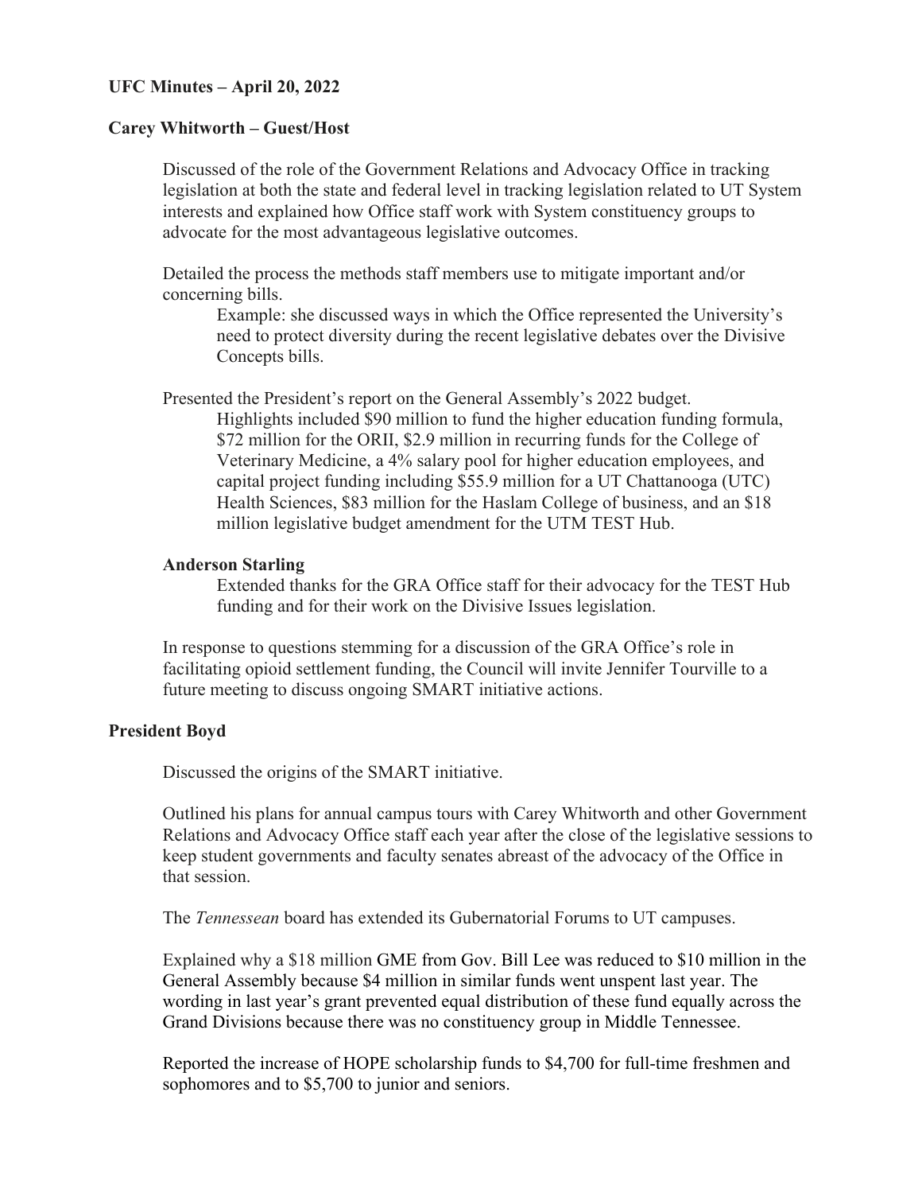**UFC Minutes – April 20, 2022**

**Carey Whitworth – Guest/Host**

Discussed of the role of the Government Relations and Advocacy Office in tracking legislation at both the state and federal level in tracking legislation related to UT System interests and explained how Office staff work with System constituency groups to advocate for the most advantageous legislative outcomes.

Detailed the process the methods staff members use to mitigate important and/or concerning bills.

> Example: she discussed ways in which the Office represented the University's need to protect diversity during the recent legislative debates over the Divisive Concepts bills.

Presented the President's report on the General Assembly's 2022 budget.

> Highlights included $90 million to fund the higher education funding formula, $72 million for the ORII, $2.9 million in recurring funds for the College of Veterinary Medicine, a 4% salary pool for higher education employees, and capital project funding including $55.9 million for a UT Chattanooga (UTC) Health Sciences, $83 million for the Haslam College of business, and an $18 million legislative budget amendment for the UTM TEST Hub.

**Anderson Starling**

> Extended thanks for the GRA Office staff for their advocacy for the TEST Hub funding and for their work on the Divisive Issues legislation.

In response to questions stemming for a discussion of the GRA Office's role in facilitating opioid settlement funding, the Council will invite Jennifer Tourville to a future meeting to discuss ongoing SMART initiative actions.

**President Boyd**

Discussed the origins of the SMART initiative.

Outlined his plans for annual campus tours with Carey Whitworth and other Government Relations and Advocacy Office staff each year after the close of the legislative sessions to keep student governments and faculty senates abreast of the advocacy of the Office in that session.

The *Tennessean* board has extended its Gubernatorial Forums to UT campuses.

Explained why a $18 million GME from Gov. Bill Lee was reduced to $10 million in the General Assembly because $4 million in similar funds went unspent last year. The wording in last year's grant prevented equal distribution of these fund equally across the Grand Divisions because there was no constituency group in Middle Tennessee.

Reported the increase of HOPE scholarship funds to $4,700 for full-time freshmen and sophomores and to $5,700 to junior and seniors.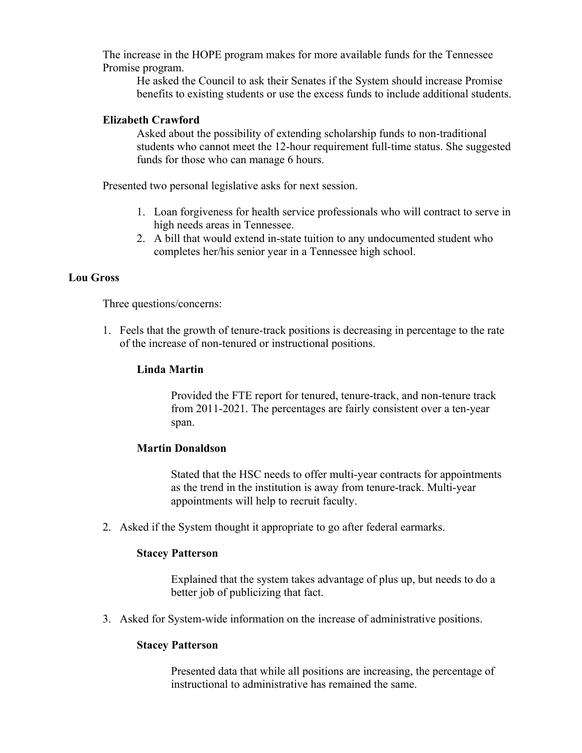The increase in the HOPE program makes for more available funds for the Tennessee Promise program.

He asked the Council to ask their Senates if the System should increase Promise benefits to existing students or use the excess funds to include additional students.

**Elizabeth Crawford**

Asked about the possibility of extending scholarship funds to non-traditional students who cannot meet the 12-hour requirement full-time status. She suggested funds for those who can manage 6 hours.

Presented two personal legislative asks for next session.

1. Loan forgiveness for health service professionals who will contract to serve in high needs areas in Tennessee.
2. A bill that would extend in-state tuition to any undocumented student who completes her/his senior year in a Tennessee high school.

**Lou Gross**

Three questions/concerns:

1. Feels that the growth of tenure-track positions is decreasing in percentage to the rate of the increase of non-tenured or instructional positions.

   **Linda Martin**

   Provided the FTE report for tenured, tenure-track, and non-tenure track from 2011-2021. The percentages are fairly consistent over a ten-year span.

   **Martin Donaldson**

   Stated that the HSC needs to offer multi-year contracts for appointments as the trend in the institution is away from tenure-track. Multi-year appointments will help to recruit faculty.

2. Asked if the System thought it appropriate to go after federal earmarks.

   **Stacey Patterson**

   Explained that the system takes advantage of plus up, but needs to do a better job of publicizing that fact.

3. Asked for System-wide information on the increase of administrative positions.

   **Stacey Patterson**

   Presented data that while all positions are increasing, the percentage of instructional to administrative has remained the same.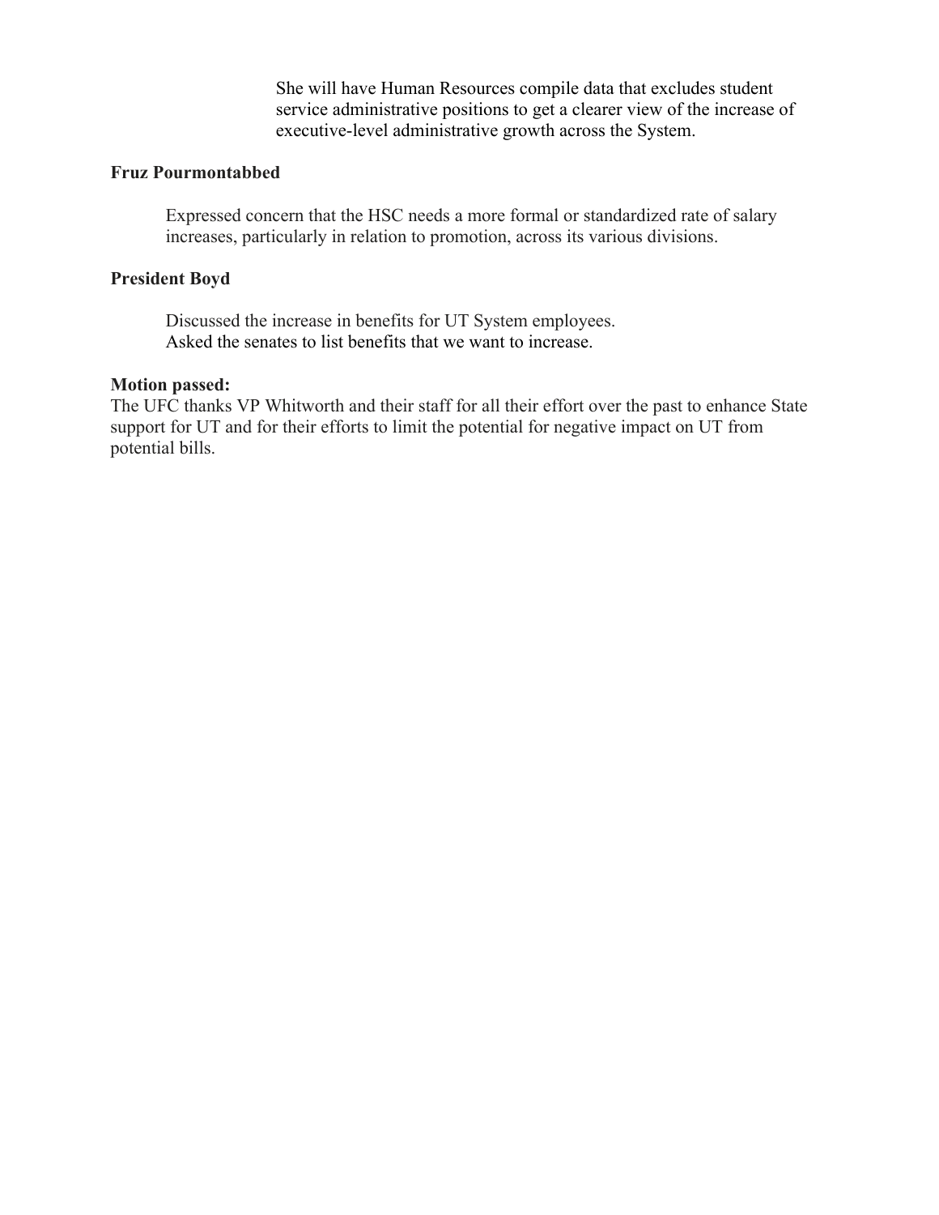She will have Human Resources compile data that excludes student service administrative positions to get a clearer view of the increase of executive-level administrative growth across the System.

**Fruz Pourmontabbed**

Expressed concern that the HSC needs a more formal or standardized rate of salary increases, particularly in relation to promotion, across its various divisions.

**President Boyd**

Discussed the increase in benefits for UT System employees.
Asked the senates to list benefits that we want to increase.

**Motion passed:**
The UFC thanks VP Whitworth and their staff for all their effort over the past to enhance State support for UT and for their efforts to limit the potential for negative impact on UT from potential bills.